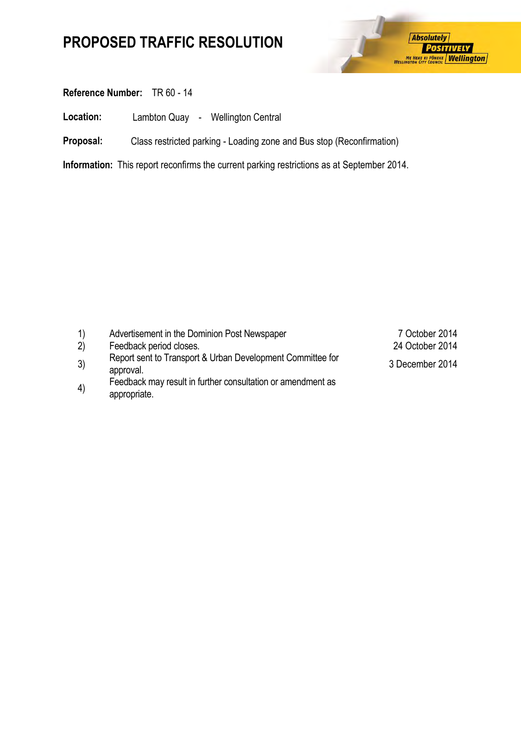# PROPOSED TRAFFIC RESOLUTION

**Reference Number:** TR 60 - 14

**Location:** Lambton Quay - Wellington Central

**Proposal:** Class restricted parking - Loading zone and Bus stop (Reconfirmation)

**Information:** This report reconfirms the current parking restrictions as at September 2014.

| | | |
|---|---|---|
| 1) | Advertisement in the Dominion Post Newspaper | 7 October 2014 |
| 2) | Feedback period closes. | 24 October 2014 |
| 3) | Report sent to Transport & Urban Development Committee for approval. | 3 December 2014 |
| 4) | Feedback may result in further consultation or amendment as appropriate. | |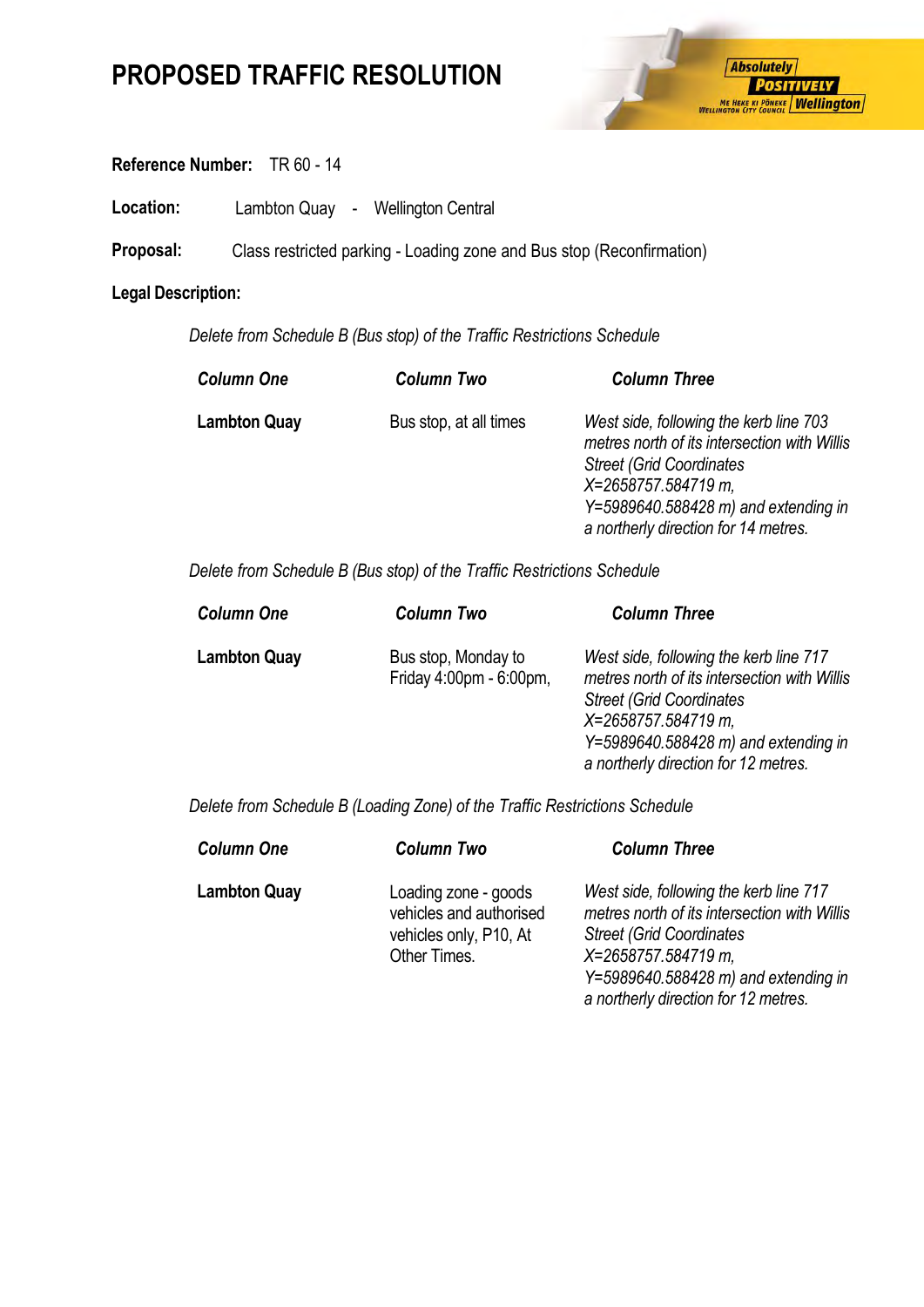# PROPOSED TRAFFIC RESOLUTION

**Reference Number:** TR 60 - 14

**Location:** Lambton Quay - Wellington Central

**Proposal:** Class restricted parking - Loading zone and Bus stop (Reconfirmation)

**Legal Description:**

*Delete from Schedule B (Bus stop) of the Traffic Restrictions Schedule*

| ***Column One*** | ***Column Two*** | ***Column Three*** |
|---|---|---|
| **Lambton Quay** | Bus stop, at all times | *West side, following the kerb line 703 metres north of its intersection with Willis Street (Grid Coordinates X=2658757.584719 m, Y=5989640.588428 m) and extending in a northerly direction for 14 metres.* |

*Delete from Schedule B (Bus stop) of the Traffic Restrictions Schedule*

| ***Column One*** | ***Column Two*** | ***Column Three*** |
|---|---|---|
| **Lambton Quay** | Bus stop, Monday to Friday 4:00pm - 6:00pm, | *West side, following the kerb line 717 metres north of its intersection with Willis Street (Grid Coordinates X=2658757.584719 m, Y=5989640.588428 m) and extending in a northerly direction for 12 metres.* |

*Delete from Schedule B (Loading Zone) of the Traffic Restrictions Schedule*

| ***Column One*** | ***Column Two*** | ***Column Three*** |
|---|---|---|
| **Lambton Quay** | Loading zone - goods vehicles and authorised vehicles only, P10, At Other Times. | *West side, following the kerb line 717 metres north of its intersection with Willis Street (Grid Coordinates X=2658757.584719 m, Y=5989640.588428 m) and extending in a northerly direction for 12 metres.* |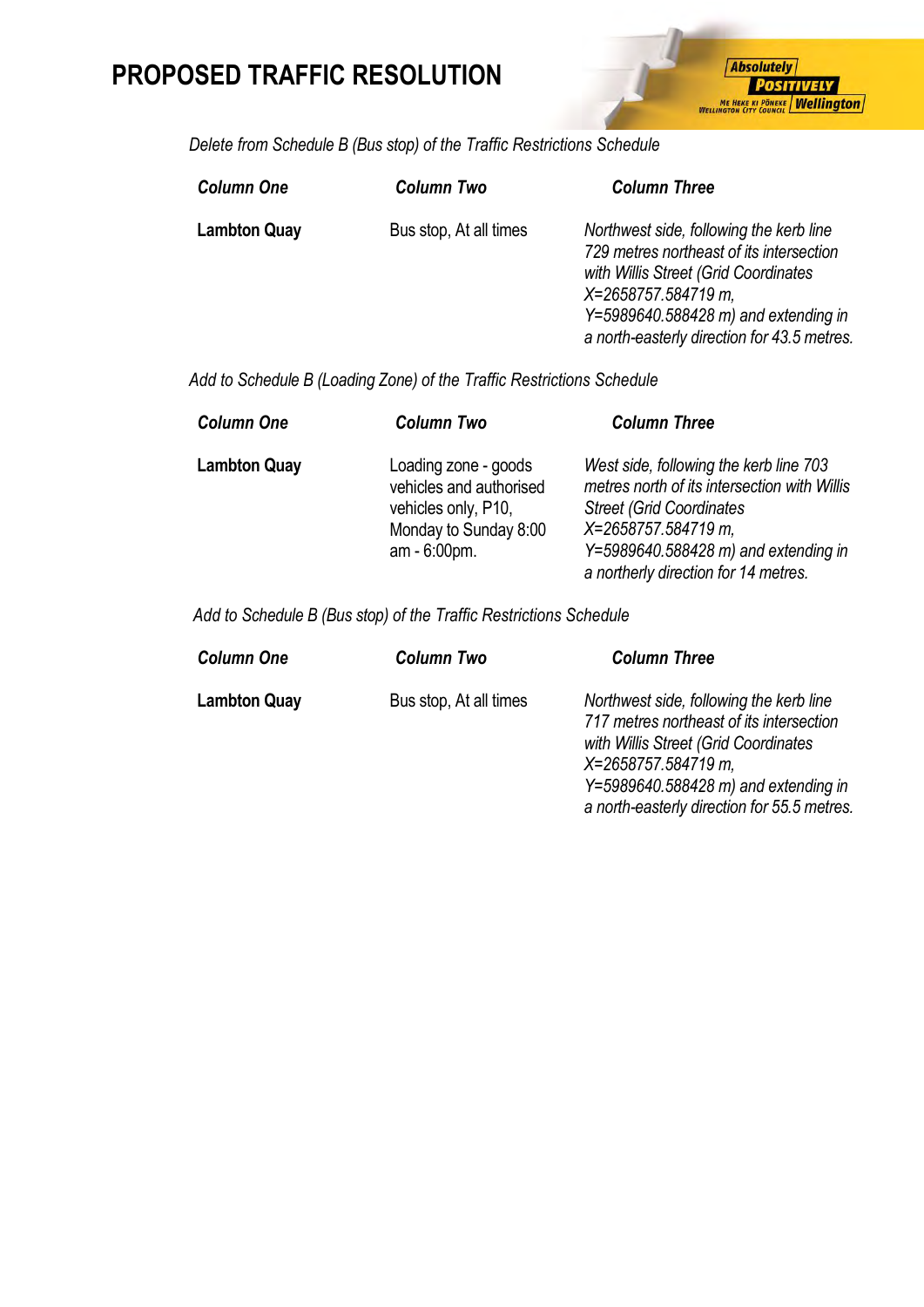# PROPOSED TRAFFIC RESOLUTION

*Delete from Schedule B (Bus stop) of the Traffic Restrictions Schedule*

| ***Column One*** | ***Column Two*** | ***Column Three*** |
|---|---|---|
| **Lambton Quay** | Bus stop, At all times | *Northwest side, following the kerb line 729 metres northeast of its intersection with Willis Street (Grid Coordinates X=2658757.584719 m, Y=5989640.588428 m) and extending in a north-easterly direction for 43.5 metres.* |

*Add to Schedule B (Loading Zone) of the Traffic Restrictions Schedule*

| ***Column One*** | ***Column Two*** | ***Column Three*** |
|---|---|---|
| **Lambton Quay** | Loading zone - goods vehicles and authorised vehicles only, P10, Monday to Sunday 8:00 am - 6:00pm. | *West side, following the kerb line 703 metres north of its intersection with Willis Street (Grid Coordinates X=2658757.584719 m, Y=5989640.588428 m) and extending in a northerly direction for 14 metres.* |

*Add to Schedule B (Bus stop) of the Traffic Restrictions Schedule*

| ***Column One*** | ***Column Two*** | ***Column Three*** |
|---|---|---|
| **Lambton Quay** | Bus stop, At all times | *Northwest side, following the kerb line 717 metres northeast of its intersection with Willis Street (Grid Coordinates X=2658757.584719 m, Y=5989640.588428 m) and extending in a north-easterly direction for 55.5 metres.* |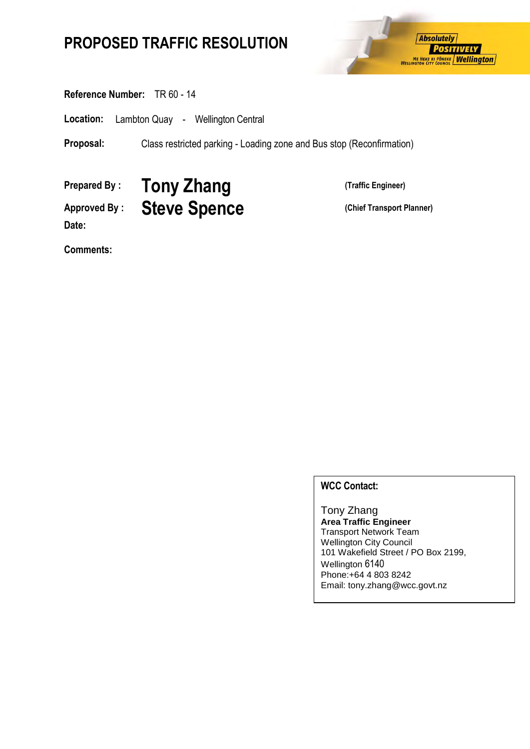# PROPOSED TRAFFIC RESOLUTION

**Reference Number:** TR 60 - 14

**Location:** Lambton Quay - Wellington Central

**Proposal:** Class restricted parking - Loading zone and Bus stop (Reconfirmation)

**Prepared By :** **Tony Zhang** **(Traffic Engineer)**

**Approved By :** **Steve Spence** **(Chief Transport Planner)**

**Date:**

**Comments:**

**WCC Contact:**

Tony Zhang
**Area Traffic Engineer**
Transport Network Team
Wellington City Council
101 Wakefield Street / PO Box 2199,
Wellington 6140
Phone:+64 4 803 8242
Email: tony.zhang@wcc.govt.nz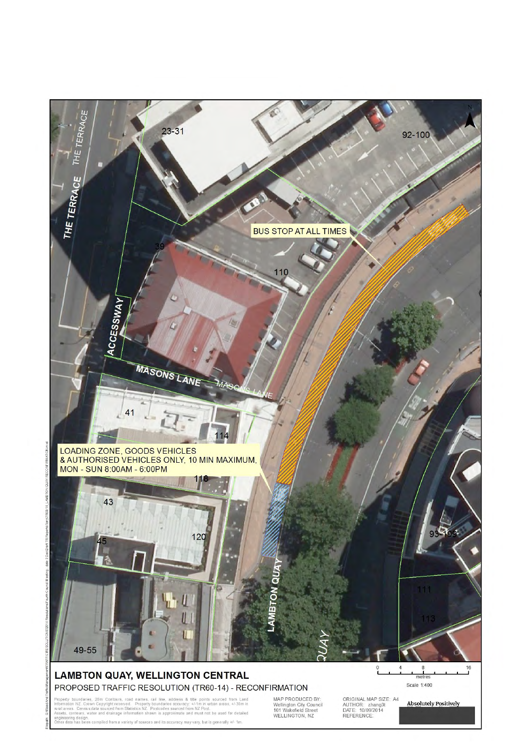23-31

92-100

THE TERRACE

THE TERRACE

BUS STOP AT ALL TIMES

39

110

ACCESSWAY

MASONS LANE

MASONS LANE

41

114

LOADING ZONE, GOODS VEHICLES & AUTHORISED VEHICLES ONLY, 10 MIN MAXIMUM, MON - SUN 8:00AM - 6:00PM

118

43

45

120

93-109

LAMBTON QUAY

111

113

49-55

QUAY

0 4 8 16

metres

Scale 1:400

# LAMBTON QUAY, WELLINGTON CENTRAL

PROPOSED TRAFFIC RESOLUTION (TR60-14) - RECONFIRMATION

Property boundaries, 20m Contours, road names, rail line, address & title points sourced from Land Information NZ. Crown Copyright reserved. Property boundaries accuracy: +/-1m in urban areas, +/-30m in rural areas. Census data sourced from Statistics NZ. Postcodes sourced from NZ Post.
Assets, contours, water and drainage information shown is approximate and must not be used for detailed engineering design.
Other data has been compiled from a variety of sources and its accuracy may vary, but is generally +/- 1m.

MAP PRODUCED BY:
Wellington City Council
101 Wakefield Street
WELLINGTON, NZ

ORIGINAL MAP SIZE: A4
AUTHOR: zhang3t
DATE: 10/09/2014
REFERENCE:

Absolutely Positively